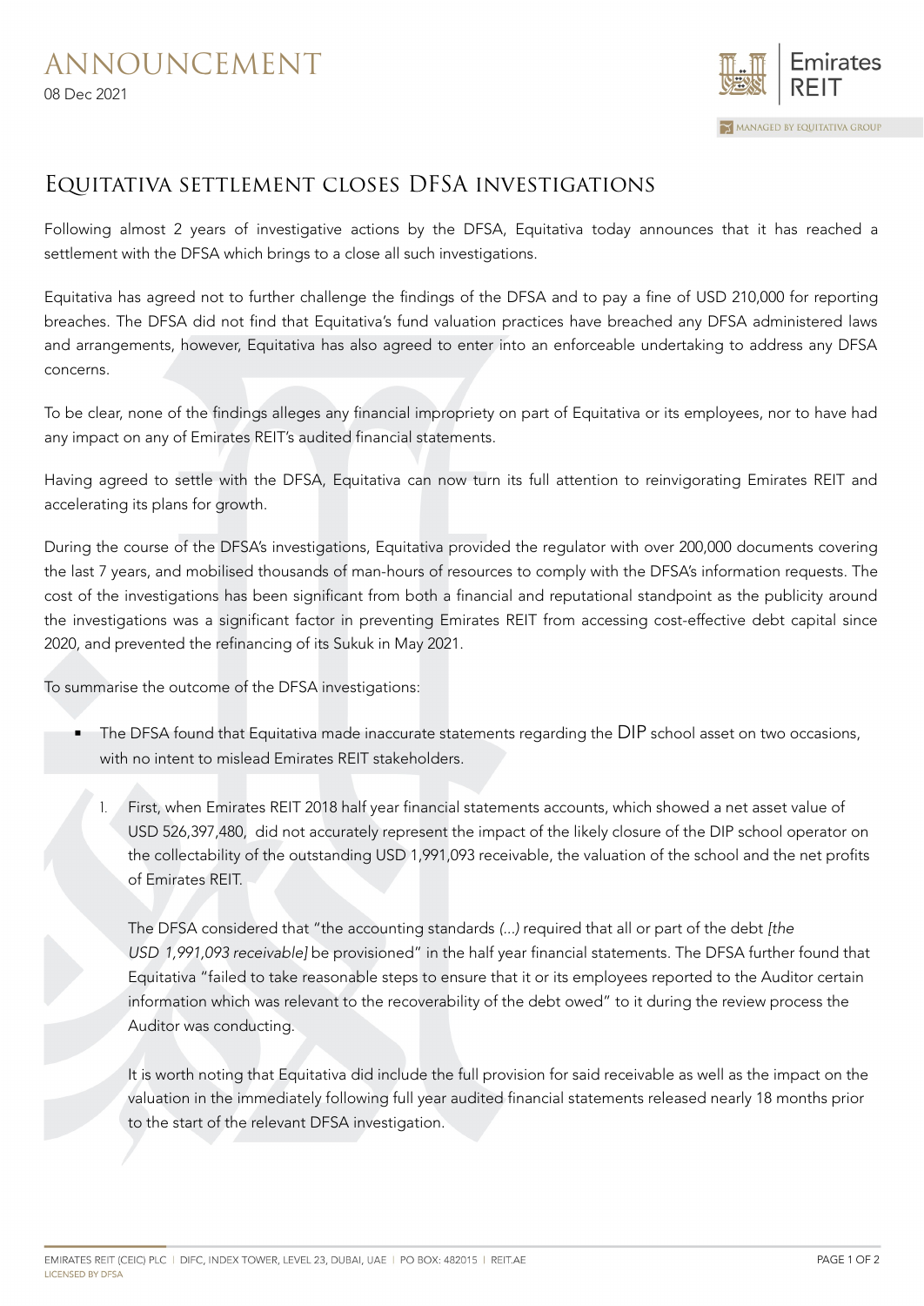# ANNOUNCEMENT

08 Dec 2021

## Equitativa settlement closes DFSA investigations

Following almost 2 years of investigative actions by the DFSA, Equitativa today announces that it has reached a settlement with the DFSA which brings to a close all such investigations.

Equitativa has agreed not to further challenge the findings of the DFSA and to pay a fine of USD 210,000 for reporting breaches. The DFSA did not find that Equitativa's fund valuation practices have breached any DFSA administered laws and arrangements, however, Equitativa has also agreed to enter into an enforceable undertaking to address any DFSA concerns.

To be clear, none of the findings alleges any financial impropriety on part of Equitativa or its employees, nor to have had any impact on any of Emirates REIT's audited financial statements.

Having agreed to settle with the DFSA, Equitativa can now turn its full attention to reinvigorating Emirates REIT and accelerating its plans for growth.

During the course of the DFSA's investigations, Equitativa provided the regulator with over 200,000 documents covering the last 7 years, and mobilised thousands of man-hours of resources to comply with the DFSA's information requests. The cost of the investigations has been significant from both a financial and reputational standpoint as the publicity around the investigations was a significant factor in preventing Emirates REIT from accessing cost-effective debt capital since 2020, and prevented the refinancing of its Sukuk in May 2021.

To summarise the outcome of the DFSA investigations:

- The DFSA found that Equitativa made inaccurate statements regarding the DIP school asset on two occasions, with no intent to mislead Emirates REIT stakeholders.

    1. First, when Emirates REIT 2018 half year financial statements accounts, which showed a net asset value of USD 526,397,480, did not accurately represent the impact of the likely closure of the DIP school operator on the collectability of the outstanding USD 1,991,093 receivable, the valuation of the school and the net profits of Emirates REIT.

        The DFSA considered that "the accounting standards *(...)* required that all or part of the debt *[the USD 1,991,093 receivable]* be provisioned" in the half year financial statements. The DFSA further found that Equitativa "failed to take reasonable steps to ensure that it or its employees reported to the Auditor certain information which was relevant to the recoverability of the debt owed" to it during the review process the Auditor was conducting.

        It is worth noting that Equitativa did include the full provision for said receivable as well as the impact on the valuation in the immediately following full year audited financial statements released nearly 18 months prior to the start of the relevant DFSA investigation.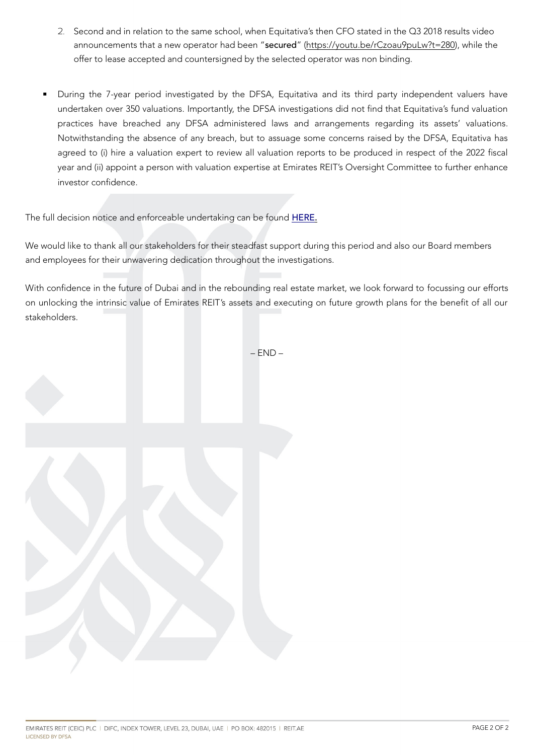2. Second and in relation to the same school, when Equitativa's then CFO stated in the Q3 2018 results video announcements that a new operator had been "**secured**" (https://youtu.be/rCzoau9puLw?t=280), while the offer to lease accepted and countersigned by the selected operator was non binding.

- During the 7-year period investigated by the DFSA, Equitativa and its third party independent valuers have undertaken over 350 valuations. Importantly, the DFSA investigations did not find that Equitativa's fund valuation practices have breached any DFSA administered laws and arrangements regarding its assets' valuations. Notwithstanding the absence of any breach, but to assuage some concerns raised by the DFSA, Equitativa has agreed to (i) hire a valuation expert to review all valuation reports to be produced in respect of the 2022 fiscal year and (ii) appoint a person with valuation expertise at Emirates REIT's Oversight Committee to further enhance investor confidence.

The full decision notice and enforceable undertaking can be found HERE.

We would like to thank all our stakeholders for their steadfast support during this period and also our Board members and employees for their unwavering dedication throughout the investigations.

With confidence in the future of Dubai and in the rebounding real estate market, we look forward to focussing our efforts on unlocking the intrinsic value of Emirates REIT's assets and executing on future growth plans for the benefit of all our stakeholders.

– END –

EMIRATES REIT (CEIC) PLC | DIFC, INDEX TOWER, LEVEL 23, DUBAI, UAE | PO BOX: 482015 | REIT.AE
LICENSED BY DFSA